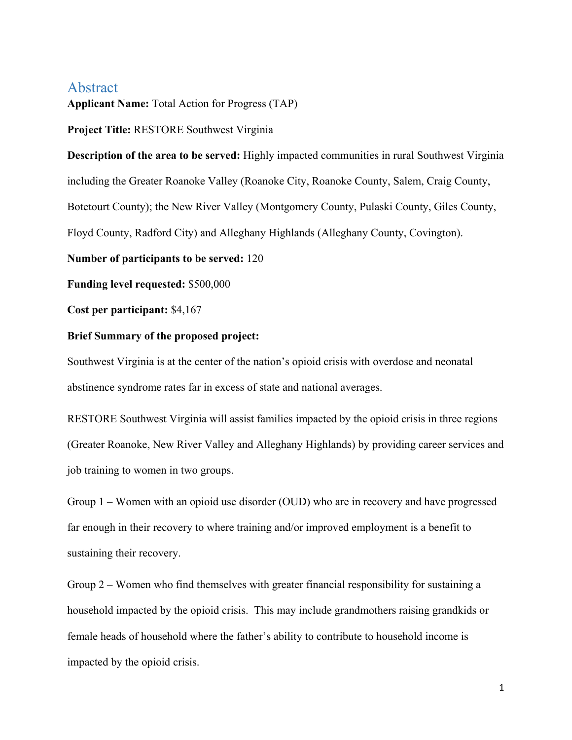# Abstract

**Applicant Name:** Total Action for Progress (TAP)

**Project Title:** RESTORE Southwest Virginia

**Description of the area to be served:** Highly impacted communities in rural Southwest Virginia including the Greater Roanoke Valley (Roanoke City, Roanoke County, Salem, Craig County, Botetourt County); the New River Valley (Montgomery County, Pulaski County, Giles County, Floyd County, Radford City) and Alleghany Highlands (Alleghany County, Covington).

**Number of participants to be served:** 120

**Funding level requested:** $500,000

**Cost per participant:** $4,167

**Brief Summary of the proposed project:**

Southwest Virginia is at the center of the nation's opioid crisis with overdose and neonatal abstinence syndrome rates far in excess of state and national averages.

RESTORE Southwest Virginia will assist families impacted by the opioid crisis in three regions (Greater Roanoke, New River Valley and Alleghany Highlands) by providing career services and job training to women in two groups.

Group 1 – Women with an opioid use disorder (OUD) who are in recovery and have progressed far enough in their recovery to where training and/or improved employment is a benefit to sustaining their recovery.

Group 2 – Women who find themselves with greater financial responsibility for sustaining a household impacted by the opioid crisis. This may include grandmothers raising grandkids or female heads of household where the father's ability to contribute to household income is impacted by the opioid crisis.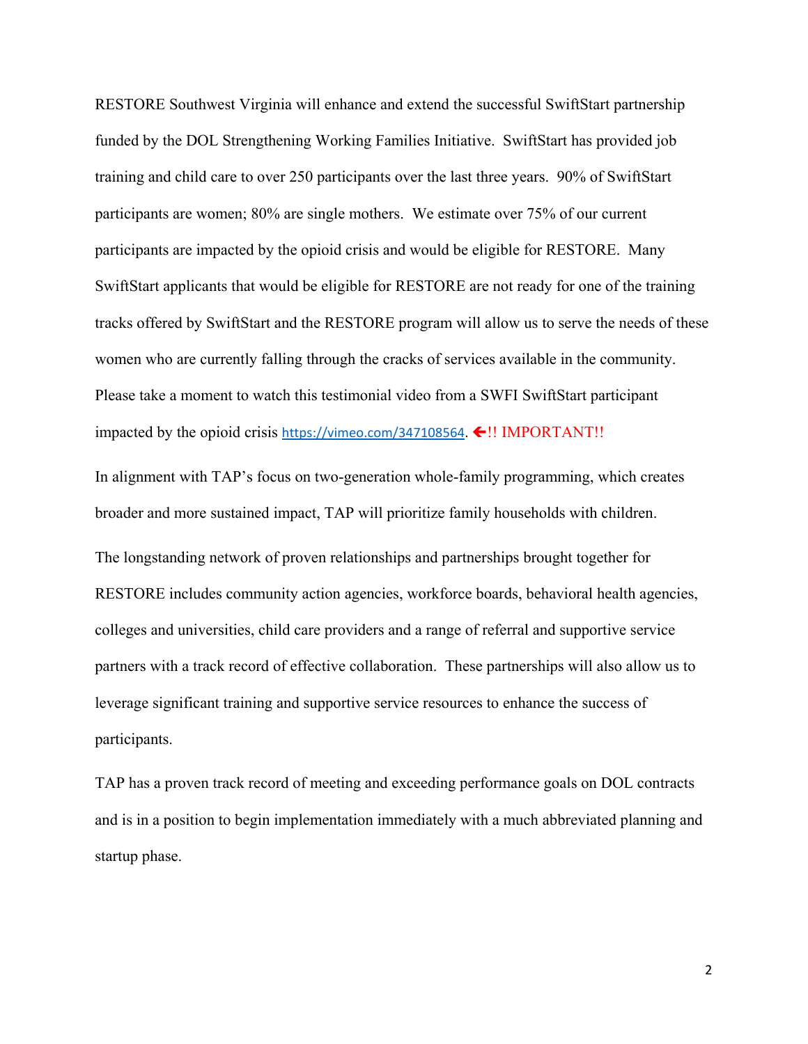RESTORE Southwest Virginia will enhance and extend the successful SwiftStart partnership funded by the DOL Strengthening Working Families Initiative. SwiftStart has provided job training and child care to over 250 participants over the last three years. 90% of SwiftStart participants are women; 80% are single mothers. We estimate over 75% of our current participants are impacted by the opioid crisis and would be eligible for RESTORE. Many SwiftStart applicants that would be eligible for RESTORE are not ready for one of the training tracks offered by SwiftStart and the RESTORE program will allow us to serve the needs of these women who are currently falling through the cracks of services available in the community. Please take a moment to watch this testimonial video from a SWFI SwiftStart participant impacted by the opioid crisis https://vimeo.com/347108564. 🡐!! IMPORTANT!!

In alignment with TAP's focus on two-generation whole-family programming, which creates broader and more sustained impact, TAP will prioritize family households with children.

The longstanding network of proven relationships and partnerships brought together for RESTORE includes community action agencies, workforce boards, behavioral health agencies, colleges and universities, child care providers and a range of referral and supportive service partners with a track record of effective collaboration. These partnerships will also allow us to leverage significant training and supportive service resources to enhance the success of participants.

TAP has a proven track record of meeting and exceeding performance goals on DOL contracts and is in a position to begin implementation immediately with a much abbreviated planning and startup phase.